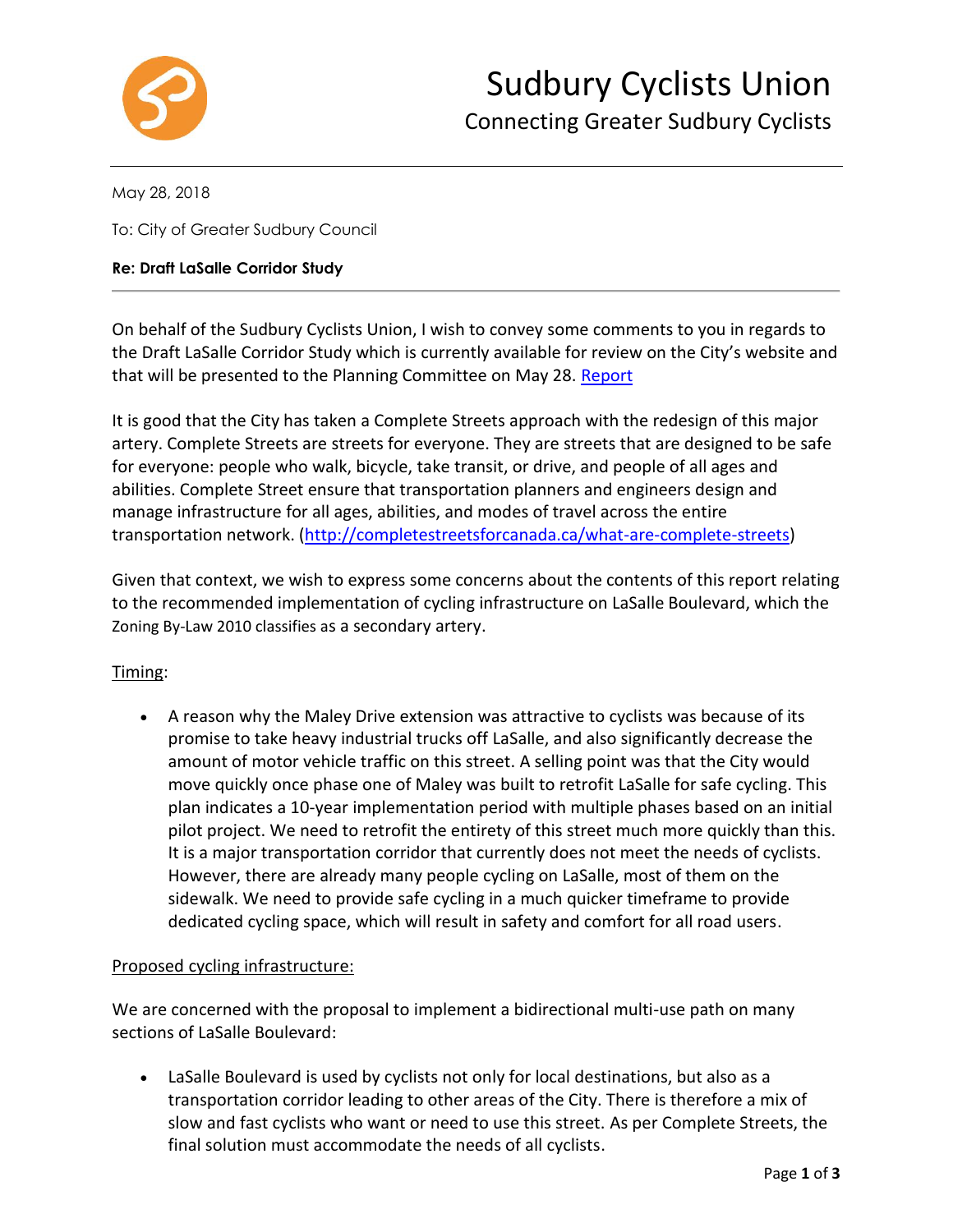# Sudbury Cyclists Union

## Connecting Greater Sudbury Cyclists

May 28, 2018

To: City of Greater Sudbury Council

**Re: Draft LaSalle Corridor Study**

---

On behalf of the Sudbury Cyclists Union, I wish to convey some comments to you in regards to the Draft LaSalle Corridor Study which is currently available for review on the City's website and that will be presented to the Planning Committee on May 28. [Report]

It is good that the City has taken a Complete Streets approach with the redesign of this major artery. Complete Streets are streets for everyone. They are streets that are designed to be safe for everyone: people who walk, bicycle, take transit, or drive, and people of all ages and abilities. Complete Street ensure that transportation planners and engineers design and manage infrastructure for all ages, abilities, and modes of travel across the entire transportation network. (http://completestreetsforcanada.ca/what-are-complete-streets)

Given that context, we wish to express some concerns about the contents of this report relating to the recommended implementation of cycling infrastructure on LaSalle Boulevard, which the Zoning By-Law 2010 classifies as a secondary artery.

Timing:

- A reason why the Maley Drive extension was attractive to cyclists was because of its promise to take heavy industrial trucks off LaSalle, and also significantly decrease the amount of motor vehicle traffic on this street. A selling point was that the City would move quickly once phase one of Maley was built to retrofit LaSalle for safe cycling. This plan indicates a 10-year implementation period with multiple phases based on an initial pilot project. We need to retrofit the entirety of this street much more quickly than this. It is a major transportation corridor that currently does not meet the needs of cyclists. However, there are already many people cycling on LaSalle, most of them on the sidewalk. We need to provide safe cycling in a much quicker timeframe to provide dedicated cycling space, which will result in safety and comfort for all road users.

Proposed cycling infrastructure:

We are concerned with the proposal to implement a bidirectional multi-use path on many sections of LaSalle Boulevard:

- LaSalle Boulevard is used by cyclists not only for local destinations, but also as a transportation corridor leading to other areas of the City. There is therefore a mix of slow and fast cyclists who want or need to use this street. As per Complete Streets, the final solution must accommodate the needs of all cyclists.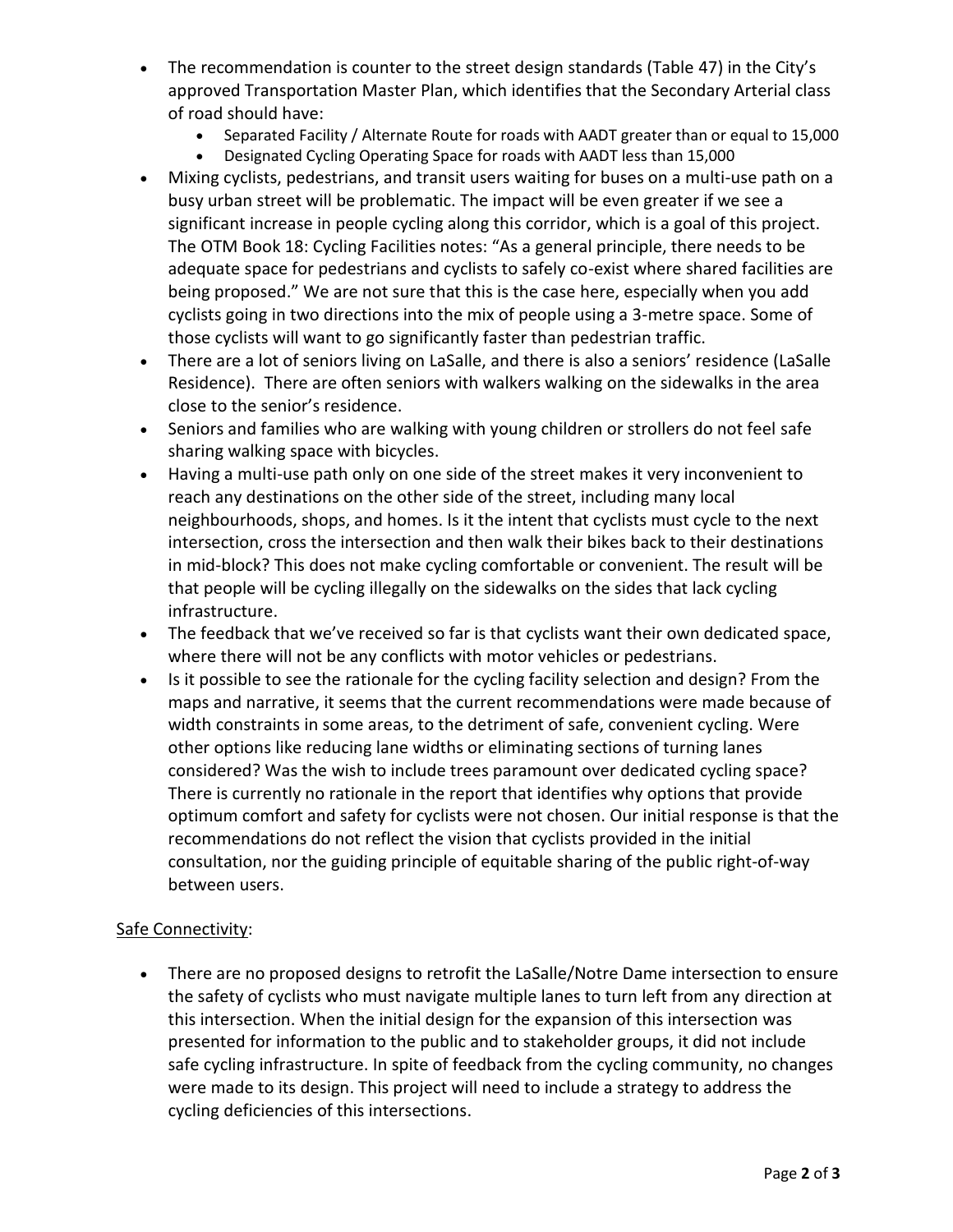- The recommendation is counter to the street design standards (Table 47) in the City's approved Transportation Master Plan, which identifies that the Secondary Arterial class of road should have:
  - Separated Facility / Alternate Route for roads with AADT greater than or equal to 15,000
  - Designated Cycling Operating Space for roads with AADT less than 15,000
- Mixing cyclists, pedestrians, and transit users waiting for buses on a multi-use path on a busy urban street will be problematic. The impact will be even greater if we see a significant increase in people cycling along this corridor, which is a goal of this project. The OTM Book 18: Cycling Facilities notes: "As a general principle, there needs to be adequate space for pedestrians and cyclists to safely co-exist where shared facilities are being proposed." We are not sure that this is the case here, especially when you add cyclists going in two directions into the mix of people using a 3-metre space. Some of those cyclists will want to go significantly faster than pedestrian traffic.
- There are a lot of seniors living on LaSalle, and there is also a seniors' residence (LaSalle Residence). There are often seniors with walkers walking on the sidewalks in the area close to the senior's residence.
- Seniors and families who are walking with young children or strollers do not feel safe sharing walking space with bicycles.
- Having a multi-use path only on one side of the street makes it very inconvenient to reach any destinations on the other side of the street, including many local neighbourhoods, shops, and homes. Is it the intent that cyclists must cycle to the next intersection, cross the intersection and then walk their bikes back to their destinations in mid-block? This does not make cycling comfortable or convenient. The result will be that people will be cycling illegally on the sidewalks on the sides that lack cycling infrastructure.
- The feedback that we've received so far is that cyclists want their own dedicated space, where there will not be any conflicts with motor vehicles or pedestrians.
- Is it possible to see the rationale for the cycling facility selection and design? From the maps and narrative, it seems that the current recommendations were made because of width constraints in some areas, to the detriment of safe, convenient cycling. Were other options like reducing lane widths or eliminating sections of turning lanes considered? Was the wish to include trees paramount over dedicated cycling space? There is currently no rationale in the report that identifies why options that provide optimum comfort and safety for cyclists were not chosen. Our initial response is that the recommendations do not reflect the vision that cyclists provided in the initial consultation, nor the guiding principle of equitable sharing of the public right-of-way between users.

<u>Safe Connectivity</u>:

- There are no proposed designs to retrofit the LaSalle/Notre Dame intersection to ensure the safety of cyclists who must navigate multiple lanes to turn left from any direction at this intersection. When the initial design for the expansion of this intersection was presented for information to the public and to stakeholder groups, it did not include safe cycling infrastructure. In spite of feedback from the cycling community, no changes were made to its design. This project will need to include a strategy to address the cycling deficiencies of this intersections.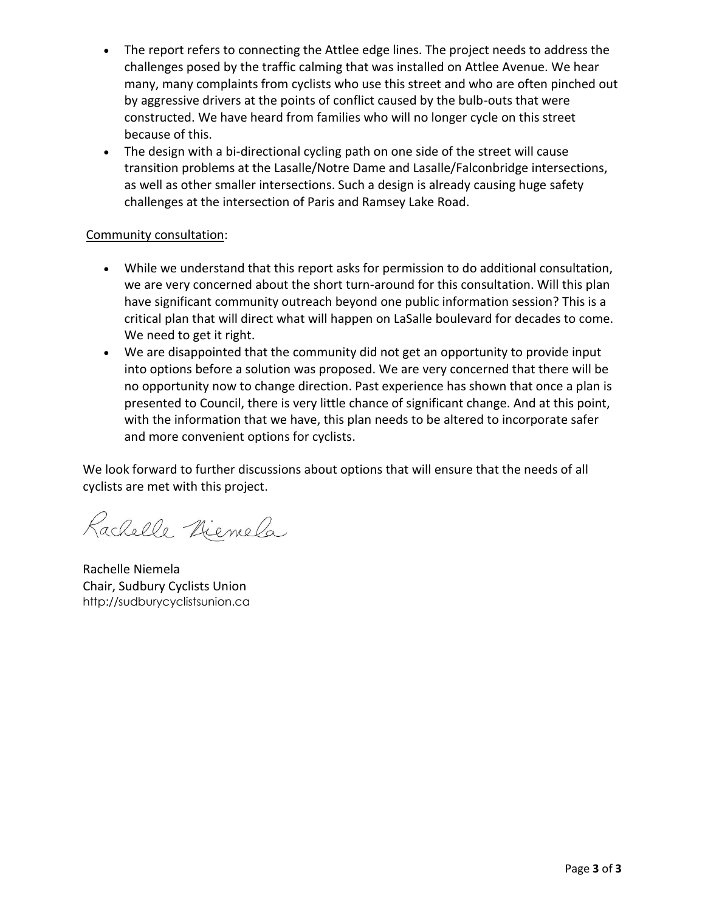- The report refers to connecting the Attlee edge lines. The project needs to address the challenges posed by the traffic calming that was installed on Attlee Avenue. We hear many, many complaints from cyclists who use this street and who are often pinched out by aggressive drivers at the points of conflict caused by the bulb-outs that were constructed. We have heard from families who will no longer cycle on this street because of this.
- The design with a bi-directional cycling path on one side of the street will cause transition problems at the Lasalle/Notre Dame and Lasalle/Falconbridge intersections, as well as other smaller intersections. Such a design is already causing huge safety challenges at the intersection of Paris and Ramsey Lake Road.

Community consultation:

- While we understand that this report asks for permission to do additional consultation, we are very concerned about the short turn-around for this consultation. Will this plan have significant community outreach beyond one public information session? This is a critical plan that will direct what will happen on LaSalle boulevard for decades to come. We need to get it right.
- We are disappointed that the community did not get an opportunity to provide input into options before a solution was proposed. We are very concerned that there will be no opportunity now to change direction. Past experience has shown that once a plan is presented to Council, there is very little chance of significant change. And at this point, with the information that we have, this plan needs to be altered to incorporate safer and more convenient options for cyclists.

We look forward to further discussions about options that will ensure that the needs of all cyclists are met with this project.

Rachelle Niemela

Rachelle Niemela
Chair, Sudbury Cyclists Union
http://sudburycyclistsunion.ca